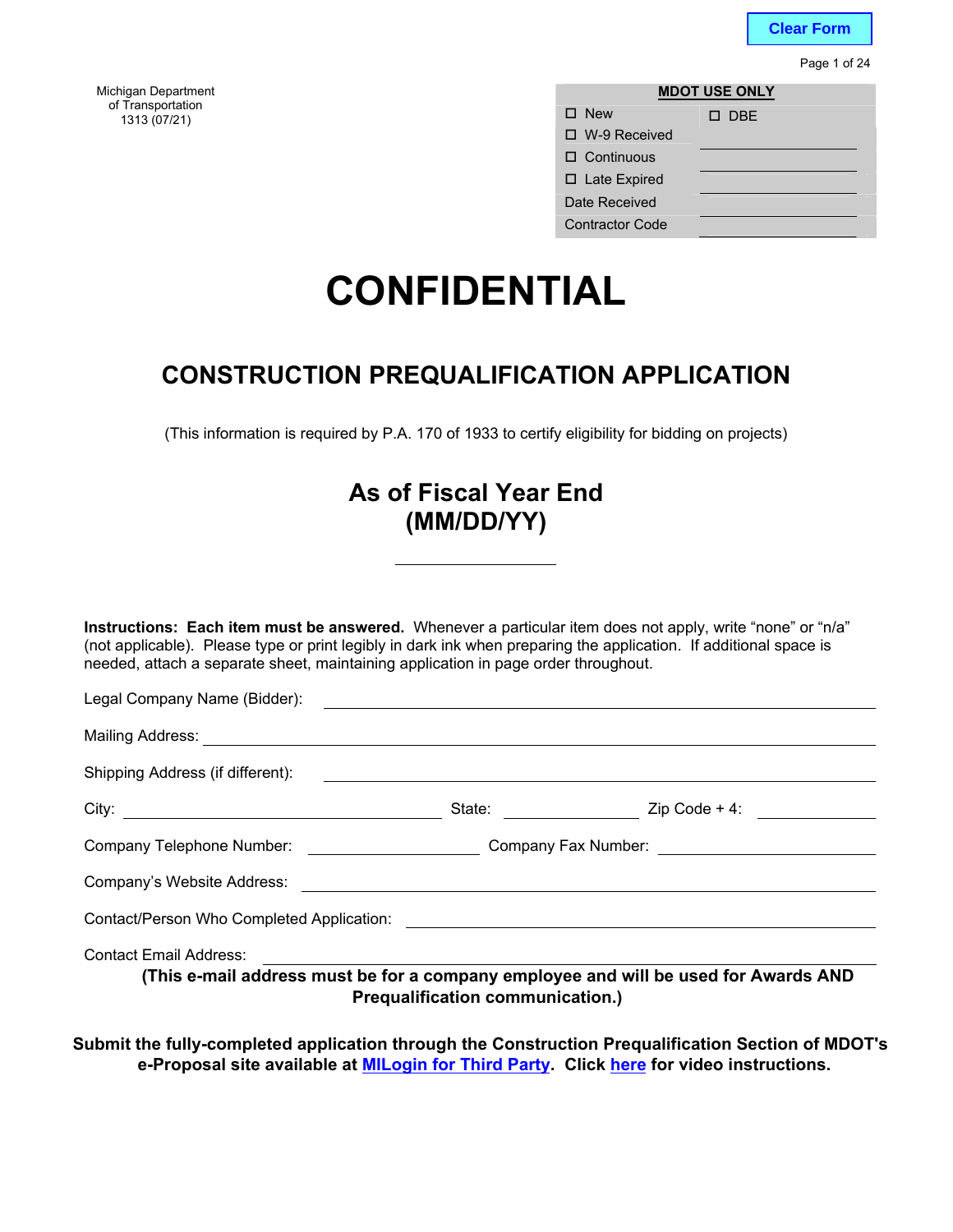Clear Form

Michigan Department
of Transportation
1313 (07/21)

| MDOT USE ONLY | |
|---|---|
| ☐ New | ☐ DBE |
| ☐ W-9 Received | |
| ☐ Continuous | |
| ☐ Late Expired | |
| Date Received | |
| Contractor Code | |

# CONFIDENTIAL

## CONSTRUCTION PREQUALIFICATION APPLICATION

(This information is required by P.A. 170 of 1933 to certify eligibility for bidding on projects)

## As of Fiscal Year End (MM/DD/YY)

______________

**Instructions: Each item must be answered.** Whenever a particular item does not apply, write "none" or "n/a" (not applicable). Please type or print legibly in dark ink when preparing the application. If additional space is needed, attach a separate sheet, maintaining application in page order throughout.

Legal Company Name (Bidder): ______________

Mailing Address: ______________

Shipping Address (if different): ______________

City: ______________ State: ______________ Zip Code + 4: ______________

Company Telephone Number: ______________ Company Fax Number: ______________

Company's Website Address: ______________

Contact/Person Who Completed Application: ______________

Contact Email Address: ______________

**(This e-mail address must be for a company employee and will be used for Awards AND Prequalification communication.)**

**Submit the fully-completed application through the Construction Prequalification Section of MDOT's e-Proposal site available at MILogin for Third Party. Click here for video instructions.**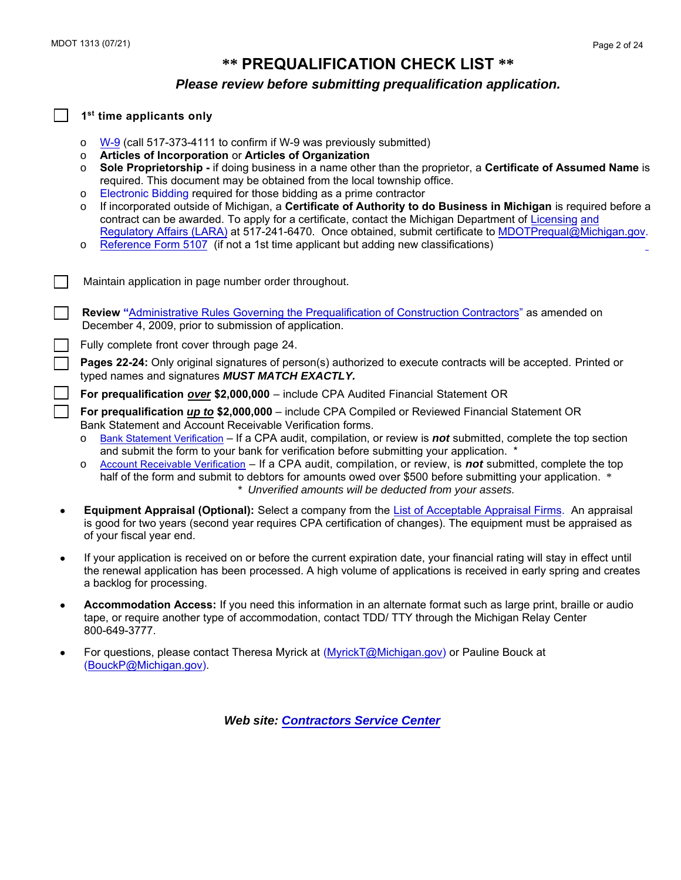# ** PREQUALIFICATION CHECK LIST **

***Please review before submitting prequalification application.***

- [ ] **1st time applicants only**
  - W-9 (call 517-373-4111 to confirm if W-9 was previously submitted)
  - **Articles of Incorporation** or **Articles of Organization**
  - **Sole Proprietorship -** if doing business in a name other than the proprietor, a **Certificate of Assumed Name** is required. This document may be obtained from the local township office.
  - Electronic Bidding required for those bidding as a prime contractor
  - If incorporated outside of Michigan, a **Certificate of Authority to do Business in Michigan** is required before a contract can be awarded. To apply for a certificate, contact the Michigan Department of Licensing and Regulatory Affairs (LARA) at 517-241-6470. Once obtained, submit certificate to MDOTPrequal@Michigan.gov.
  - Reference Form 5107 (if not a 1st time applicant but adding new classifications)

- [ ] Maintain application in page number order throughout.

- [ ] **Review "**Administrative Rules Governing the Prequalification of Construction Contractors" as amended on December 4, 2009, prior to submission of application.

- [ ] Fully complete front cover through page 24.

- [ ] **Pages 22-24:** Only original signatures of person(s) authorized to execute contracts will be accepted. Printed or typed names and signatures ***MUST MATCH EXACTLY.***

- [ ] **For prequalification *over* $2,000,000** – include CPA Audited Financial Statement OR

- [ ] **For prequalification *up to* $2,000,000** – include CPA Compiled or Reviewed Financial Statement OR Bank Statement and Account Receivable Verification forms.
  - Bank Statement Verification – If a CPA audit, compilation, or review is ***not*** submitted, complete the top section and submit the form to your bank for verification before submitting your application. *
  - Account Receivable Verification – If a CPA audit, compilation, or review, is ***not*** submitted, complete the top half of the form and submit to debtors for amounts owed over $500 before submitting your application. *

  *\* Unverified amounts will be deducted from your assets.*

- **Equipment Appraisal (Optional):** Select a company from the List of Acceptable Appraisal Firms. An appraisal is good for two years (second year requires CPA certification of changes). The equipment must be appraised as of your fiscal year end.

- If your application is received on or before the current expiration date, your financial rating will stay in effect until the renewal application has been processed. A high volume of applications is received in early spring and creates a backlog for processing.

- **Accommodation Access:** If you need this information in an alternate format such as large print, braille or audio tape, or require another type of accommodation, contact TDD/ TTY through the Michigan Relay Center 800-649-3777.

- For questions, please contact Theresa Myrick at (MyrickT@Michigan.gov) or Pauline Bouck at (BouckP@Michigan.gov).

***Web site: Contractors Service Center***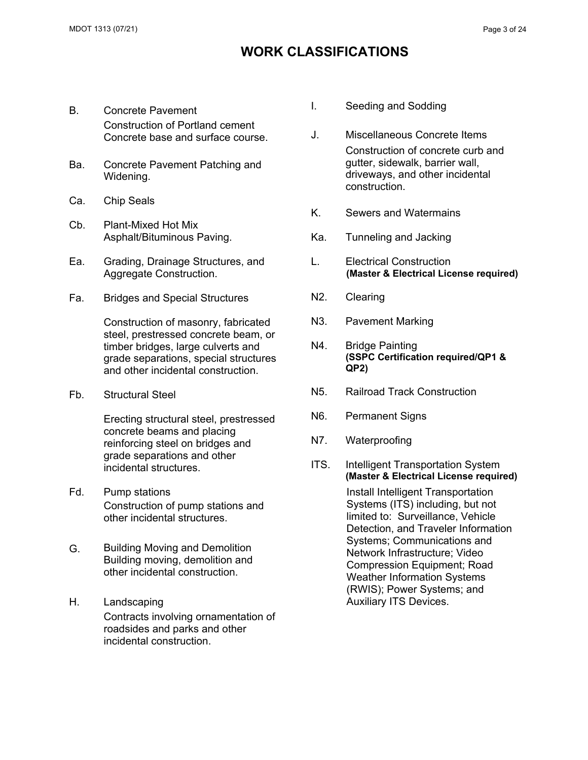# WORK CLASSIFICATIONS

B. Concrete Pavement
Construction of Portland cement Concrete base and surface course.

Ba. Concrete Pavement Patching and Widening.

Ca. Chip Seals

Cb. Plant-Mixed Hot Mix Asphalt/Bituminous Paving.

Ea. Grading, Drainage Structures, and Aggregate Construction.

Fa. Bridges and Special Structures

Construction of masonry, fabricated steel, prestressed concrete beam, or timber bridges, large culverts and grade separations, special structures and other incidental construction.

Fb. Structural Steel

Erecting structural steel, prestressed concrete beams and placing reinforcing steel on bridges and grade separations and other incidental structures.

Fd. Pump stations
Construction of pump stations and other incidental structures.

G. Building Moving and Demolition
Building moving, demolition and other incidental construction.

H. Landscaping
Contracts involving ornamentation of roadsides and parks and other incidental construction.

I. Seeding and Sodding

J. Miscellaneous Concrete Items
Construction of concrete curb and gutter, sidewalk, barrier wall, driveways, and other incidental construction.

K. Sewers and Watermains

Ka. Tunneling and Jacking

L. Electrical Construction
**(Master & Electrical License required)**

N2. Clearing

N3. Pavement Marking

N4. Bridge Painting
**(SSPC Certification required/QP1 & QP2)**

N5. Railroad Track Construction

N6. Permanent Signs

N7. Waterproofing

ITS. Intelligent Transportation System
**(Master & Electrical License required)**
Install Intelligent Transportation Systems (ITS) including, but not limited to: Surveillance, Vehicle Detection, and Traveler Information Systems; Communications and Network Infrastructure; Video Compression Equipment; Road Weather Information Systems (RWIS); Power Systems; and Auxiliary ITS Devices.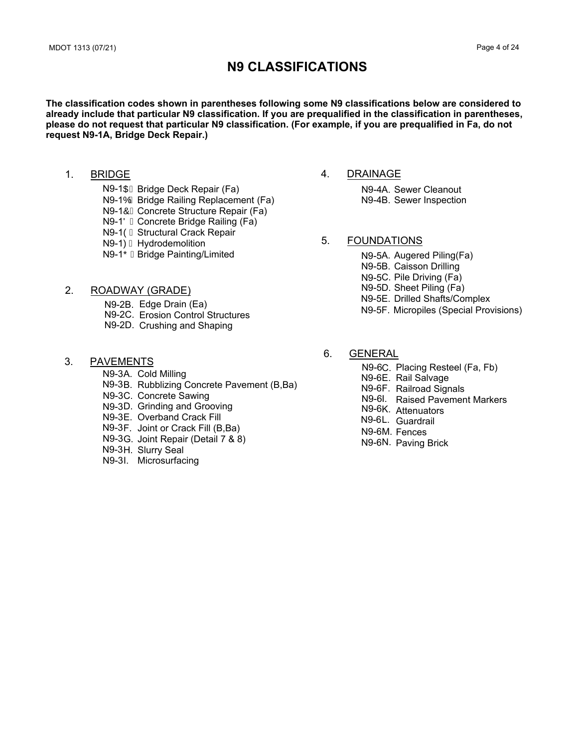# N9 CLASSIFICATIONS

**The classification codes shown in parentheses following some N9 classifications below are considered to already include that particular N9 classification. If you are prequalified in the classification in parentheses, please do not request that particular N9 classification. (For example, if you are prequalified in Fa, do not request N9-1A, Bridge Deck Repair.)**

1. BRIDGE
   - N9-1A. Bridge Deck Repair (Fa)
   - N9-1B. Bridge Railing Replacement (Fa)
   - N9-1C. Concrete Structure Repair (Fa)
   - N9-1D. Concrete Bridge Railing (Fa)
   - N9-1E. Structural Crack Repair
   - N9-1F. Hydrodemolition
   - N9-1G. Bridge Painting/Limited

2. ROADWAY (GRADE)
   - N9-2B. Edge Drain (Ea)
   - N9-2C. Erosion Control Structures
   - N9-2D. Crushing and Shaping

3. PAVEMENTS
   - N9-3A. Cold Milling
   - N9-3B. Rubblizing Concrete Pavement (B,Ba)
   - N9-3C. Concrete Sawing
   - N9-3D. Grinding and Grooving
   - N9-3E. Overband Crack Fill
   - N9-3F. Joint or Crack Fill (B,Ba)
   - N9-3G. Joint Repair (Detail 7 & 8)
   - N9-3H. Slurry Seal
   - N9-3I. Microsurfacing

4. DRAINAGE
   - N9-4A. Sewer Cleanout
   - N9-4B. Sewer Inspection

5. FOUNDATIONS
   - N9-5A. Augered Piling(Fa)
   - N9-5B. Caisson Drilling
   - N9-5C. Pile Driving (Fa)
   - N9-5D. Sheet Piling (Fa)
   - N9-5E. Drilled Shafts/Complex
   - N9-5F. Micropiles (Special Provisions)

6. GENERAL
   - N9-6C. Placing Resteel (Fa, Fb)
   - N9-6E. Rail Salvage
   - N9-6F. Railroad Signals
   - N9-6I. Raised Pavement Markers
   - N9-6K. Attenuators
   - N9-6L. Guardrail
   - N9-6M. Fences
   - N9-6N. Paving Brick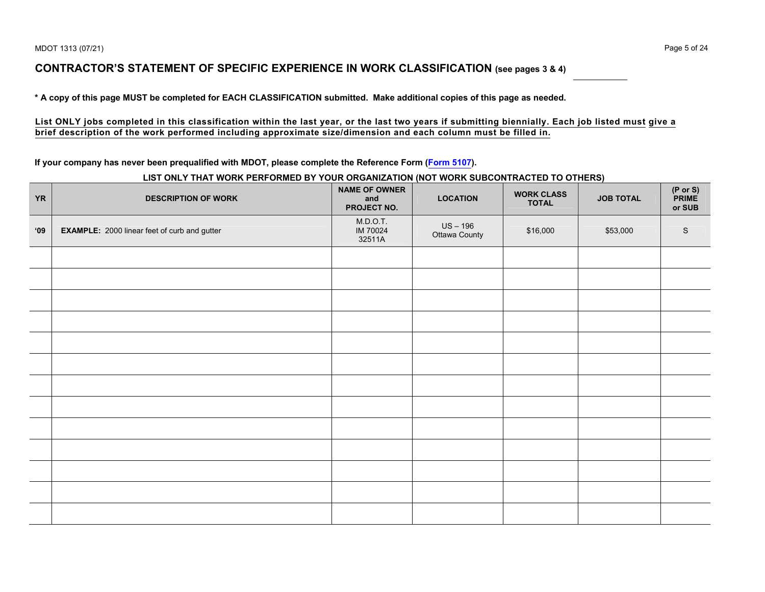## CONTRACTOR'S STATEMENT OF SPECIFIC EXPERIENCE IN WORK CLASSIFICATION (see pages 3 & 4) ___________

**\* A copy of this page MUST be completed for EACH CLASSIFICATION submitted. Make additional copies of this page as needed.**

**List ONLY jobs completed in this classification within the last year, or the last two years if submitting biennially. Each job listed must give a brief description of the work performed including approximate size/dimension and each column must be filled in.**

**If your company has never been prequalified with MDOT, please complete the Reference Form (Form 5107).**

**LIST ONLY THAT WORK PERFORMED BY YOUR ORGANIZATION (NOT WORK SUBCONTRACTED TO OTHERS)**

| YR | DESCRIPTION OF WORK | NAME OF OWNER and PROJECT NO. | LOCATION | WORK CLASS TOTAL | JOB TOTAL | (P or S) PRIME or SUB |
|---|---|---|---|---|---|---|
| '09 | **EXAMPLE:** 2000 linear feet of curb and gutter | M.D.O.T. IM 70024 32511A | US – 196 Ottawa County | $16,000 | $53,000 | S |
| | | | | | | |
| | | | | | | |
| | | | | | | |
| | | | | | | |
| | | | | | | |
| | | | | | | |
| | | | | | | |
| | | | | | | |
| | | | | | | |
| | | | | | | |
| | | | | | | |
| | | | | | | |
| | | | | | | |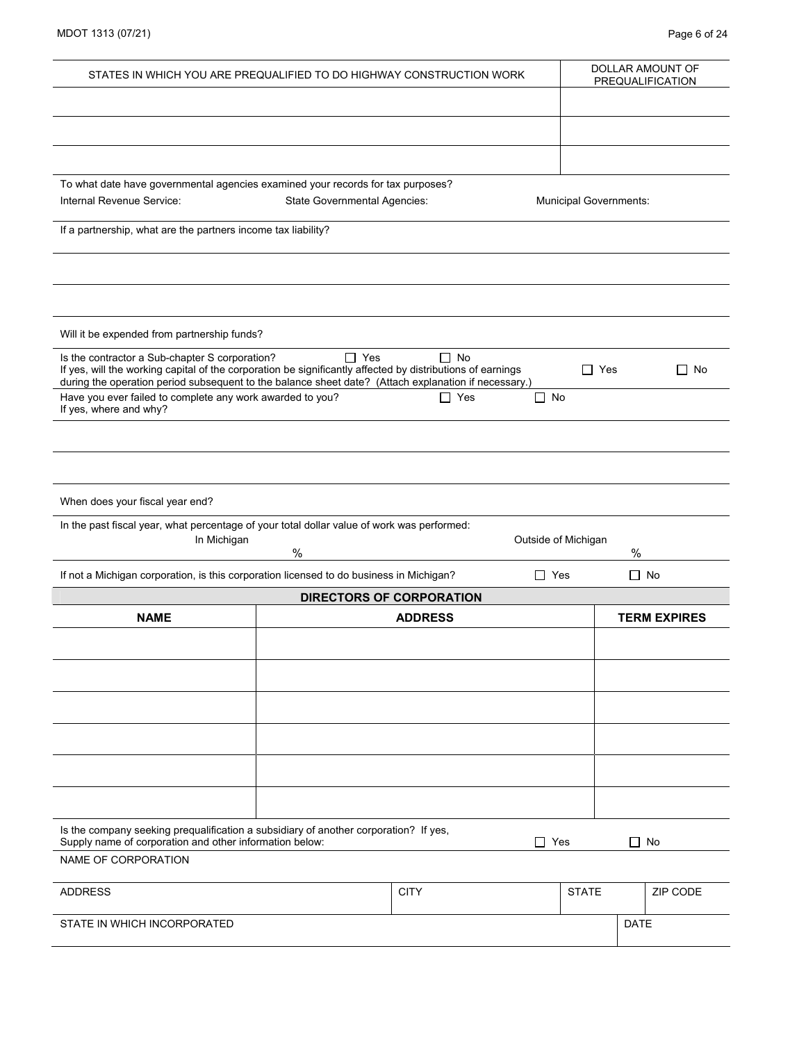| STATES IN WHICH YOU ARE PREQUALIFIED TO DO HIGHWAY CONSTRUCTION WORK | DOLLAR AMOUNT OF PREQUALIFICATION |
|---|---|
| | |
| | |
| | |

To what date have governmental agencies examined your records for tax purposes?

Internal Revenue Service: State Governmental Agencies: Municipal Governments:

If a partnership, what are the partners income tax liability?

Will it be expended from partnership funds?

Is the contractor a Sub-chapter S corporation? ☐ Yes ☐ No

If yes, will the working capital of the corporation be significantly affected by distributions of earnings during the operation period subsequent to the balance sheet date? (Attach explanation if necessary.) ☐ Yes ☐ No

Have you ever failed to complete any work awarded to you? ☐ Yes ☐ No

If yes, where and why?

When does your fiscal year end?

In the past fiscal year, what percentage of your total dollar value of work was performed:

In Michigan % Outside of Michigan %

If not a Michigan corporation, is this corporation licensed to do business in Michigan? ☐ Yes ☐ No

## DIRECTORS OF CORPORATION

| NAME | ADDRESS | TERM EXPIRES |
|---|---|---|
| | | |
| | | |
| | | |
| | | |
| | | |
| | | |

Is the company seeking prequalification a subsidiary of another corporation? If yes, Supply name of corporation and other information below: ☐ Yes ☐ No

NAME OF CORPORATION

| ADDRESS | CITY | STATE | ZIP CODE |
|---|---|---|---|
| | | | |

| STATE IN WHICH INCORPORATED | DATE |
|---|---|
| | |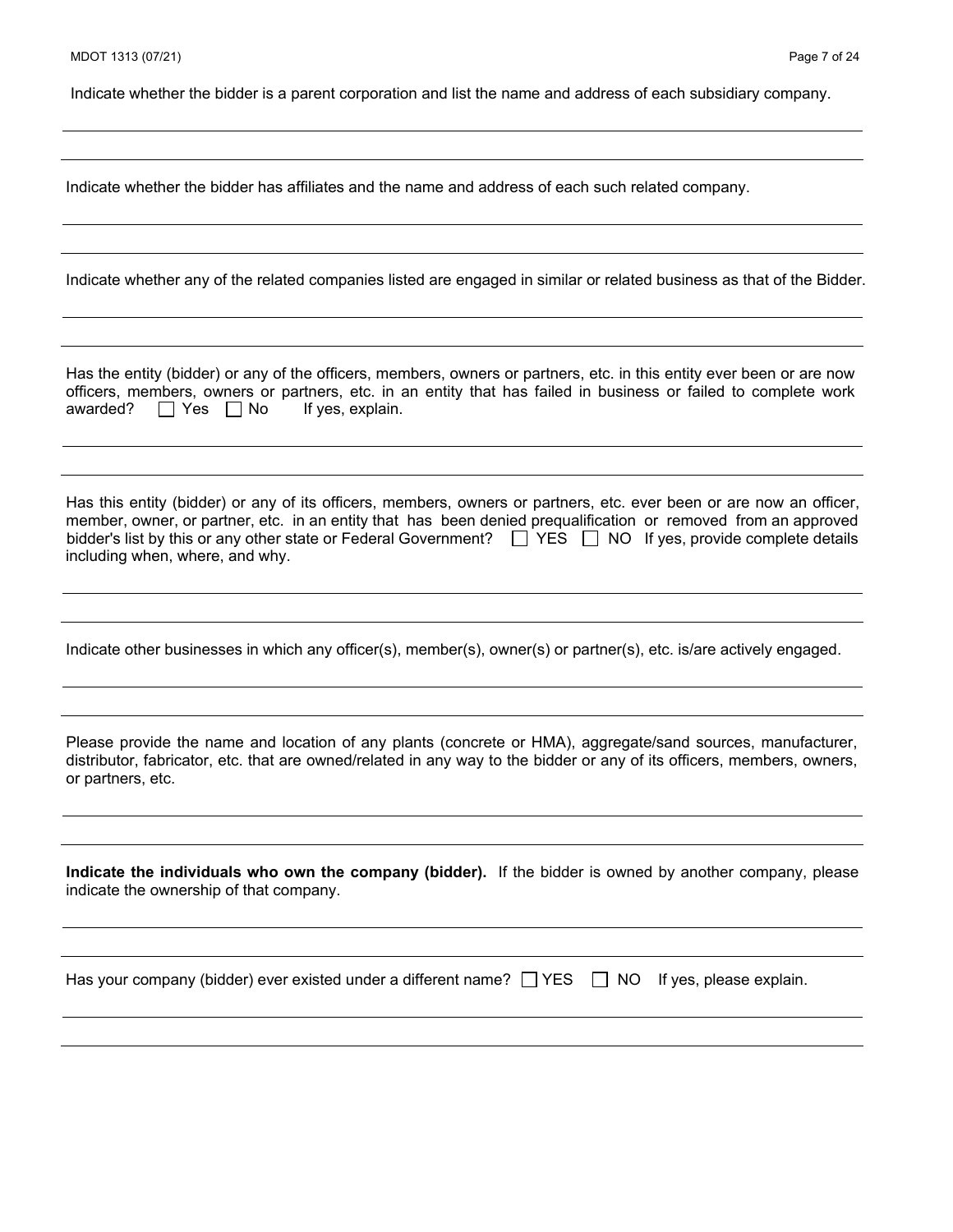Indicate whether the bidder is a parent corporation and list the name and address of each subsidiary company.

______________________________________________________________________________

______________________________________________________________________________

Indicate whether the bidder has affiliates and the name and address of each such related company.

______________________________________________________________________________

______________________________________________________________________________

Indicate whether any of the related companies listed are engaged in similar or related business as that of the Bidder.

______________________________________________________________________________

______________________________________________________________________________

Has the entity (bidder) or any of the officers, members, owners or partners, etc. in this entity ever been or are now officers, members, owners or partners, etc. in an entity that has failed in business or failed to complete work awarded? ☐ Yes ☐ No If yes, explain.

______________________________________________________________________________

______________________________________________________________________________

Has this entity (bidder) or any of its officers, members, owners or partners, etc. ever been or are now an officer, member, owner, or partner, etc. in an entity that has been denied prequalification or removed from an approved bidder's list by this or any other state or Federal Government? ☐ YES ☐ NO If yes, provide complete details including when, where, and why.

______________________________________________________________________________

______________________________________________________________________________

Indicate other businesses in which any officer(s), member(s), owner(s) or partner(s), etc. is/are actively engaged.

______________________________________________________________________________

______________________________________________________________________________

Please provide the name and location of any plants (concrete or HMA), aggregate/sand sources, manufacturer, distributor, fabricator, etc. that are owned/related in any way to the bidder or any of its officers, members, owners, or partners, etc.

______________________________________________________________________________

______________________________________________________________________________

**Indicate the individuals who own the company (bidder).** If the bidder is owned by another company, please indicate the ownership of that company.

______________________________________________________________________________

______________________________________________________________________________

Has your company (bidder) ever existed under a different name? ☐ YES ☐ NO If yes, please explain.

______________________________________________________________________________

______________________________________________________________________________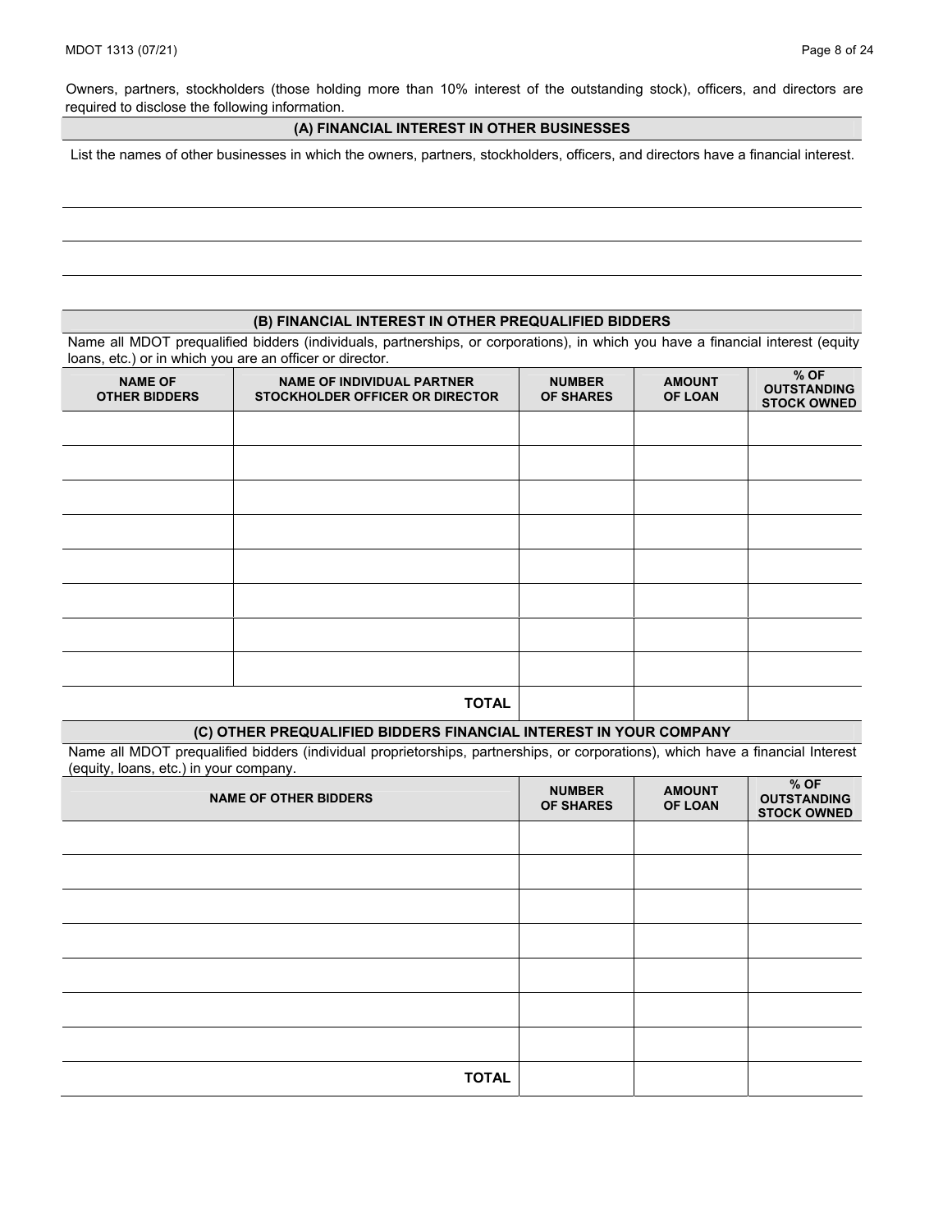Owners, partners, stockholders (those holding more than 10% interest of the outstanding stock), officers, and directors are required to disclose the following information.

## (A) FINANCIAL INTEREST IN OTHER BUSINESSES

List the names of other businesses in which the owners, partners, stockholders, officers, and directors have a financial interest.

## (B) FINANCIAL INTEREST IN OTHER PREQUALIFIED BIDDERS

Name all MDOT prequalified bidders (individuals, partnerships, or corporations), in which you have a financial interest (equity loans, etc.) or in which you are an officer or director.

| NAME OF OTHER BIDDERS | NAME OF INDIVIDUAL PARTNER STOCKHOLDER OFFICER OR DIRECTOR | NUMBER OF SHARES | AMOUNT OF LOAN | % OF OUTSTANDING STOCK OWNED |
|---|---|---|---|---|
| | | | | |
| | | | | |
| | | | | |
| | | | | |
| | | | | |
| | | | | |
| | | | | |
| | | | | |
| | **TOTAL** | | | |

## (C) OTHER PREQUALIFIED BIDDERS FINANCIAL INTEREST IN YOUR COMPANY

Name all MDOT prequalified bidders (individual proprietorships, partnerships, or corporations), which have a financial Interest (equity, loans, etc.) in your company.

| NAME OF OTHER BIDDERS | NUMBER OF SHARES | AMOUNT OF LOAN | % OF OUTSTANDING STOCK OWNED |
|---|---|---|---|
| | | | |
| | | | |
| | | | |
| | | | |
| | | | |
| | | | |
| | | | |
| **TOTAL** | | | |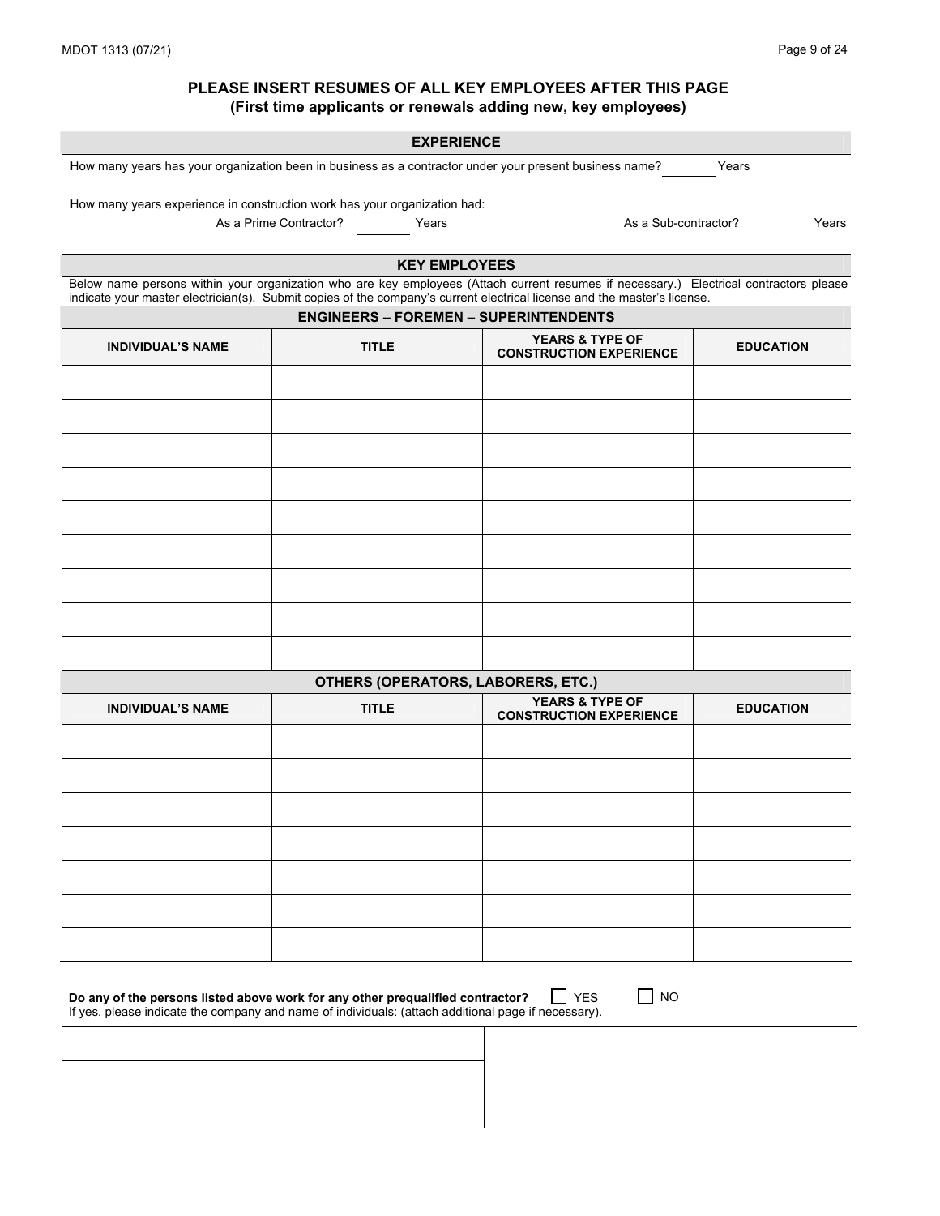## PLEASE INSERT RESUMES OF ALL KEY EMPLOYEES AFTER THIS PAGE
### (First time applicants or renewals adding new, key employees)

## EXPERIENCE

How many years has your organization been in business as a contractor under your present business name? ________ Years

How many years experience in construction work has your organization had:

As a Prime Contractor? ________ Years    As a Sub-contractor? ________ Years

## KEY EMPLOYEES

Below name persons within your organization who are key employees (Attach current resumes if necessary.) Electrical contractors please indicate your master electrician(s). Submit copies of the company's current electrical license and the master's license.

### ENGINEERS – FOREMEN – SUPERINTENDENTS

| INDIVIDUAL'S NAME | TITLE | YEARS & TYPE OF CONSTRUCTION EXPERIENCE | EDUCATION |
|---|---|---|---|
| | | | |
| | | | |
| | | | |
| | | | |
| | | | |
| | | | |
| | | | |
| | | | |
| | | | |

### OTHERS (OPERATORS, LABORERS, ETC.)

| INDIVIDUAL'S NAME | TITLE | YEARS & TYPE OF CONSTRUCTION EXPERIENCE | EDUCATION |
|---|---|---|---|
| | | | |
| | | | |
| | | | |
| | | | |
| | | | |
| | | | |
| | | | |

**Do any of the persons listed above work for any other prequalified contractor?** ☐ YES ☐ NO

If yes, please indicate the company and name of individuals: (attach additional page if necessary).

| | |
|---|---|
| | |
| | |
| | |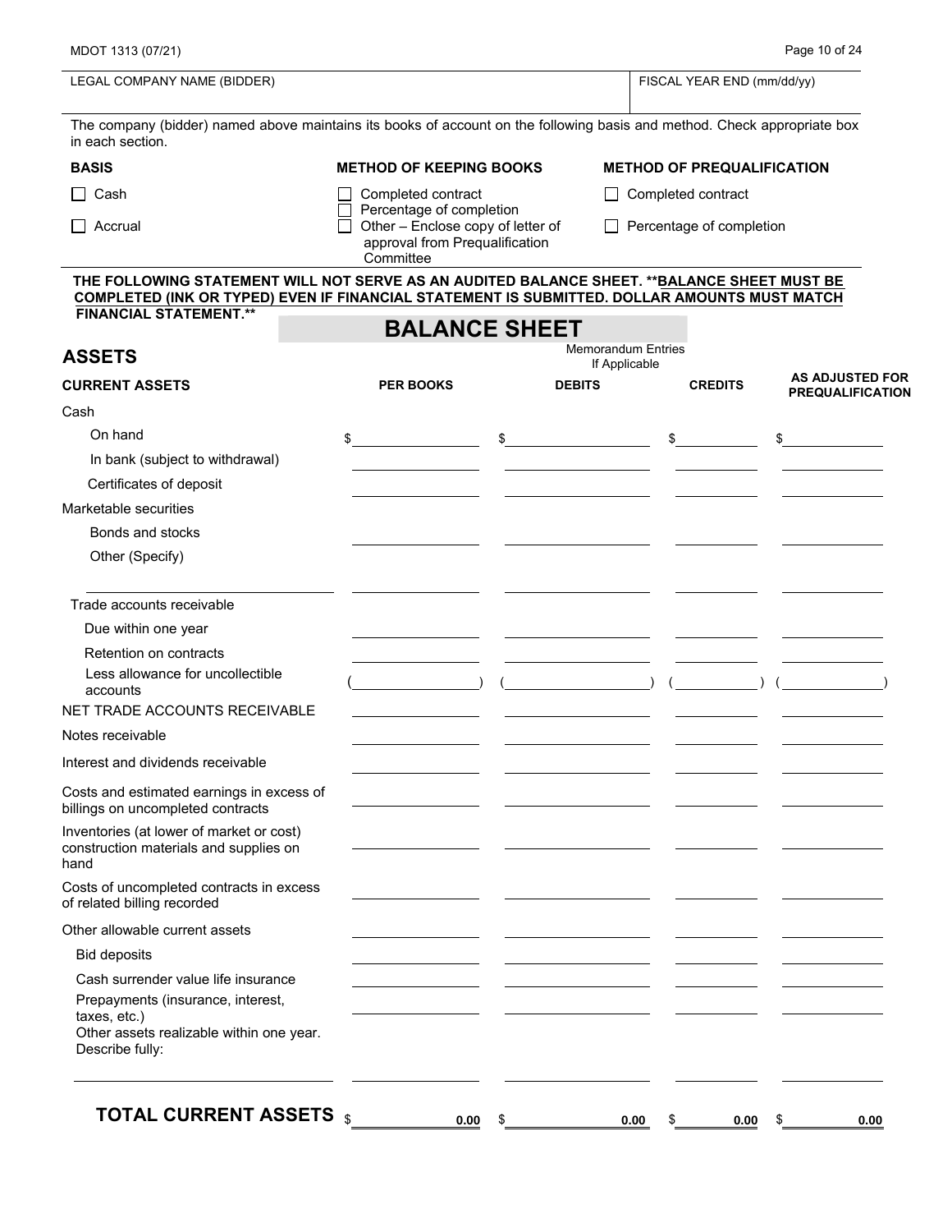MDOT 1313 (07/21)

| LEGAL COMPANY NAME (BIDDER) | FISCAL YEAR END (mm/dd/yy) |
|---|---|
| | |

The company (bidder) named above maintains its books of account on the following basis and method. Check appropriate box in each section.

| BASIS | METHOD OF KEEPING BOOKS | METHOD OF PREQUALIFICATION |
|---|---|---|
| ☐ Cash | ☐ Completed contract<br>☐ Percentage of completion | ☐ Completed contract |
| ☐ Accrual | ☐ Other – Enclose copy of letter of approval from Prequalification Committee | ☐ Percentage of completion |

**THE FOLLOWING STATEMENT WILL NOT SERVE AS AN AUDITED BALANCE SHEET. \*\*BALANCE SHEET MUST BE COMPLETED (INK OR TYPED) EVEN IF FINANCIAL STATEMENT IS SUBMITTED. DOLLAR AMOUNTS MUST MATCH FINANCIAL STATEMENT.\*\***

# BALANCE SHEET

## ASSETS

| CURRENT ASSETS | PER BOOKS | Memorandum Entries If Applicable DEBITS | CREDITS | AS ADJUSTED FOR PREQUALIFICATION |
|---|---|---|---|---|
| Cash | | | | |
| On hand | $ | $ | $ | $ |
| In bank (subject to withdrawal) | | | | |
| Certificates of deposit | | | | |
| Marketable securities | | | | |
| Bonds and stocks | | | | |
| Other (Specify) | | | | |
| | | | | |
| Trade accounts receivable | | | | |
| Due within one year | | | | |
| Retention on contracts | | | | |
| Less allowance for uncollectible accounts | ( ) | ( ) | ( ) | ( ) |
| NET TRADE ACCOUNTS RECEIVABLE | | | | |
| Notes receivable | | | | |
| Interest and dividends receivable | | | | |
| Costs and estimated earnings in excess of billings on uncompleted contracts | | | | |
| Inventories (at lower of market or cost) construction materials and supplies on hand | | | | |
| Costs of uncompleted contracts in excess of related billing recorded | | | | |
| Other allowable current assets | | | | |
| Bid deposits | | | | |
| Cash surrender value life insurance | | | | |
| Prepayments (insurance, interest, taxes, etc.) | | | | |
| Other assets realizable within one year. Describe fully: | | | | |
| | | | | |
| **TOTAL CURRENT ASSETS** | $ 0.00 | $ 0.00 | $ 0.00 | $ 0.00 |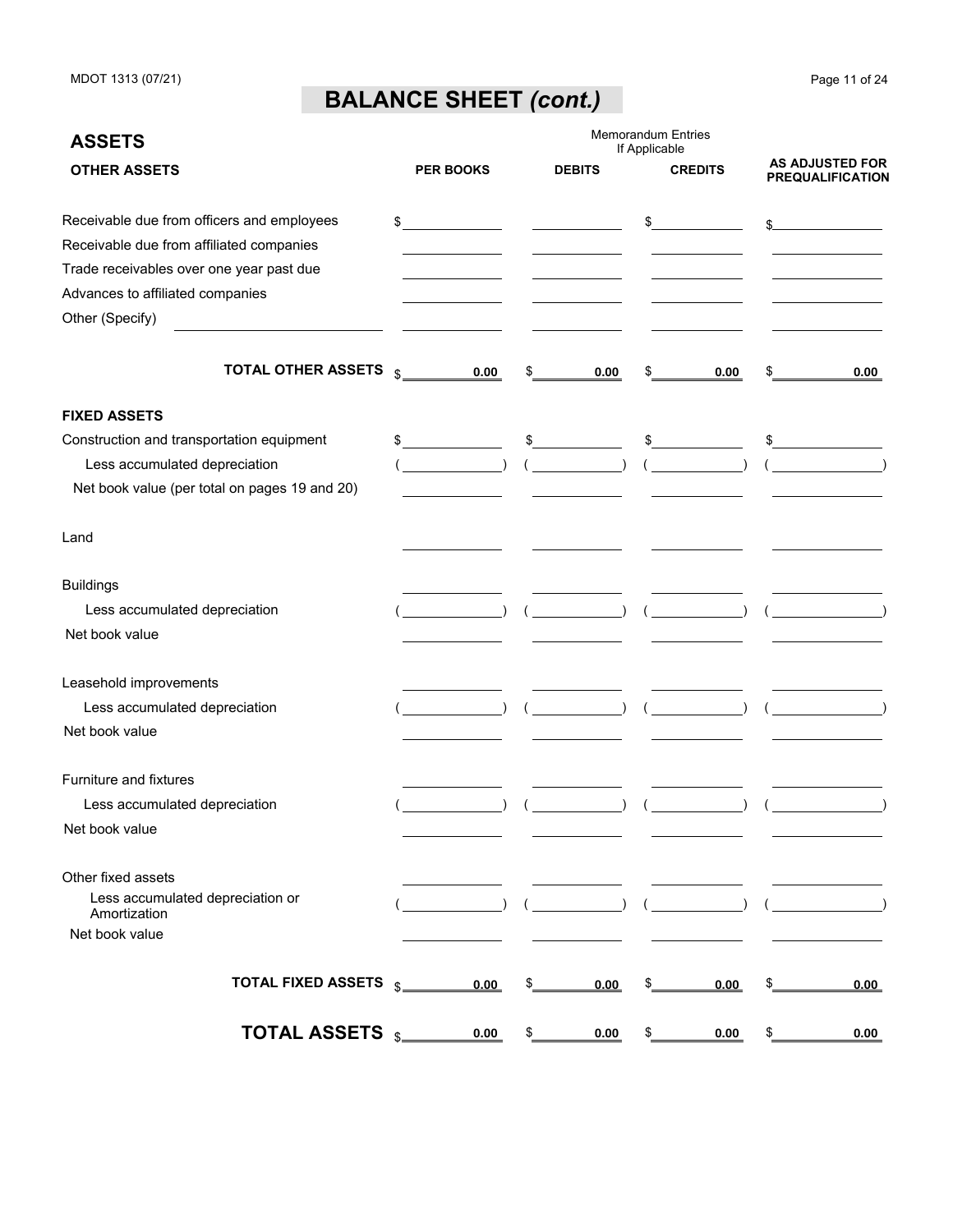# BALANCE SHEET *(cont.)*

## ASSETS

| OTHER ASSETS | PER BOOKS | Memorandum Entries If Applicable DEBITS | CREDITS | AS ADJUSTED FOR PREQUALIFICATION |
|---|---|---|---|---|
| Receivable due from officers and employees | $ | | $ | $ |
| Receivable due from affiliated companies | | | | |
| Trade receivables over one year past due | | | | |
| Advances to affiliated companies | | | | |
| Other (Specify) | | | | |
| **TOTAL OTHER ASSETS** | $ 0.00 | $ 0.00 | $ 0.00 | $ 0.00 |
| **FIXED ASSETS** | | | | |
| Construction and transportation equipment | $ | $ | $ | $ |
| Less accumulated depreciation | ( ) | ( ) | ( ) | ( ) |
| Net book value (per total on pages 19 and 20) | | | | |
| Land | | | | |
| Buildings | | | | |
| Less accumulated depreciation | ( ) | ( ) | ( ) | ( ) |
| Net book value | | | | |
| Leasehold improvements | | | | |
| Less accumulated depreciation | ( ) | ( ) | ( ) | ( ) |
| Net book value | | | | |
| Furniture and fixtures | | | | |
| Less accumulated depreciation | ( ) | ( ) | ( ) | ( ) |
| Net book value | | | | |
| Other fixed assets | | | | |
| Less accumulated depreciation or Amortization | ( ) | ( ) | ( ) | ( ) |
| Net book value | | | | |
| **TOTAL FIXED ASSETS** | $ 0.00 | $ 0.00 | $ 0.00 | $ 0.00 |
| **TOTAL ASSETS** | $ 0.00 | $ 0.00 | $ 0.00 | $ 0.00 |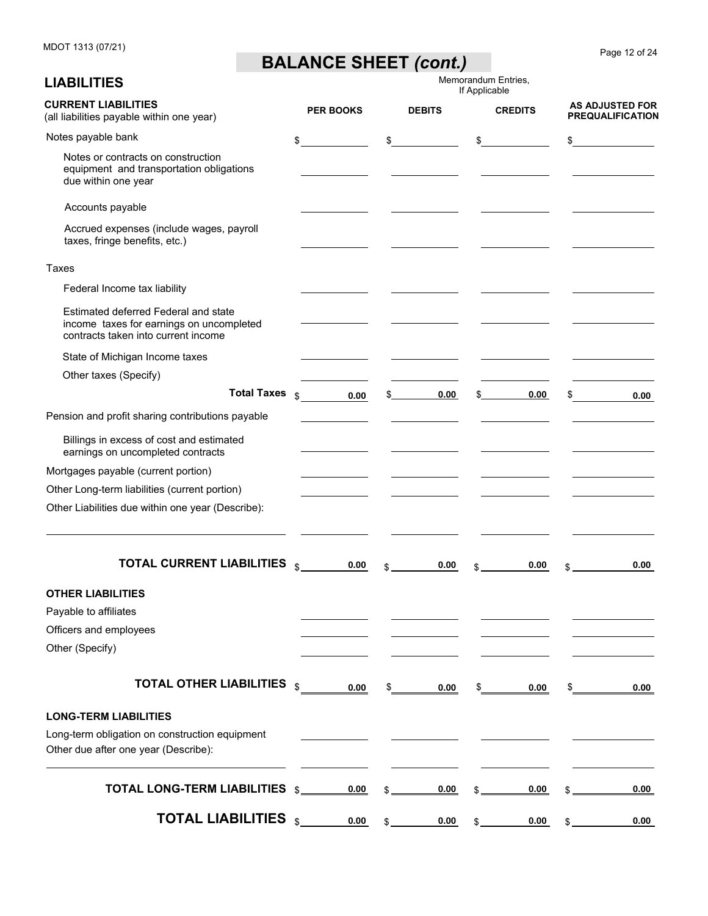MDOT 1313 (07/21)

# BALANCE SHEET *(cont.)*

## LIABILITIES

| CURRENT LIABILITIES (all liabilities payable within one year) | PER BOOKS | DEBITS | CREDITS | AS ADJUSTED FOR PREQUALIFICATION |
|---|---|---|---|---|
| | | Memorandum Entries, If Applicable | | |
| Notes payable bank | $ | $ | $ | $ |
| Notes or contracts on construction equipment and transportation obligations due within one year | | | | |
| Accounts payable | | | | |
| Accrued expenses (include wages, payroll taxes, fringe benefits, etc.) | | | | |
| Taxes | | | | |
| Federal Income tax liability | | | | |
| Estimated deferred Federal and state income taxes for earnings on uncompleted contracts taken into current income | | | | |
| State of Michigan Income taxes | | | | |
| Other taxes (Specify) | | | | |
| **Total Taxes** | $ 0.00 | $ 0.00 | $ 0.00 | $ 0.00 |
| Pension and profit sharing contributions payable | | | | |
| Billings in excess of cost and estimated earnings on uncompleted contracts | | | | |
| Mortgages payable (current portion) | | | | |
| Other Long-term liabilities (current portion) | | | | |
| Other Liabilities due within one year (Describe): | | | | |
| | | | | |
| **TOTAL CURRENT LIABILITIES** | $ 0.00 | $ 0.00 | $ 0.00 | $ 0.00 |
| **OTHER LIABILITIES** | | | | |
| Payable to affiliates | | | | |
| Officers and employees | | | | |
| Other (Specify) | | | | |
| **TOTAL OTHER LIABILITIES** | $ 0.00 | $ 0.00 | $ 0.00 | $ 0.00 |
| **LONG-TERM LIABILITIES** | | | | |
| Long-term obligation on construction equipment | | | | |
| Other due after one year (Describe): | | | | |
| | | | | |
| **TOTAL LONG-TERM LIABILITIES** | $ 0.00 | $ 0.00 | $ 0.00 | $ 0.00 |
| **TOTAL LIABILITIES** | $ 0.00 | $ 0.00 | $ 0.00 | $ 0.00 |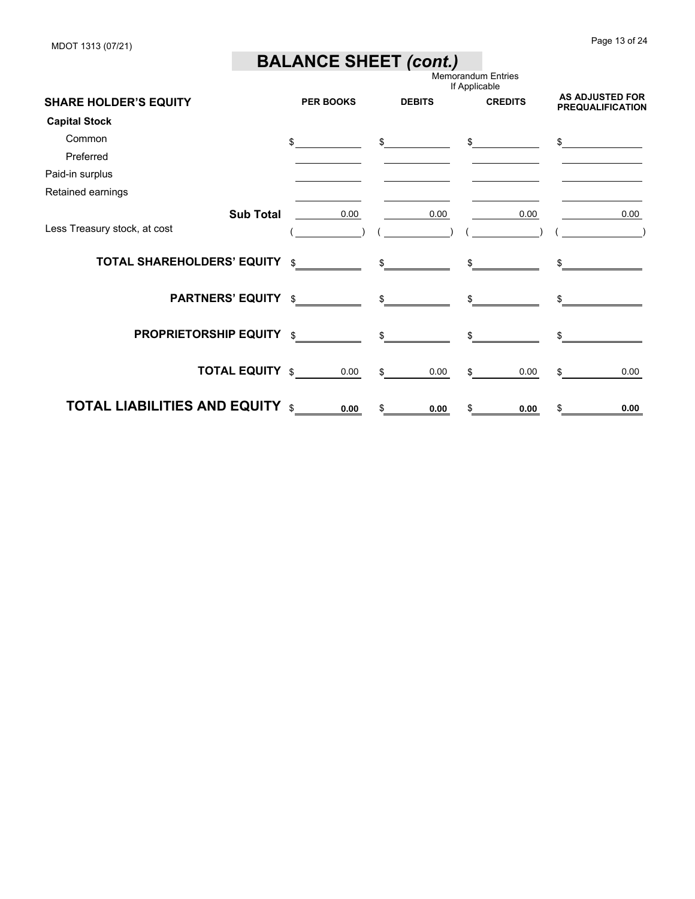MDOT 1313 (07/21)

# BALANCE SHEET *(cont.)*

| SHARE HOLDER'S EQUITY | PER BOOKS | Memorandum Entries If Applicable DEBITS | CREDITS | AS ADJUSTED FOR PREQUALIFICATION |
|---|---|---|---|---|
| **Capital Stock** | | | | |
| Common | $ | $ | $ | $ |
| Preferred | | | | |
| Paid-in surplus | | | | |
| Retained earnings | | | | |
| **Sub Total** | 0.00 | 0.00 | 0.00 | 0.00 |
| Less Treasury stock, at cost | ( ) | ( ) | ( ) | ( ) |
| **TOTAL SHAREHOLDERS' EQUITY** | $ | $ | $ | $ |
| **PARTNERS' EQUITY** | $ | $ | $ | $ |
| **PROPRIETORSHIP EQUITY** | $ | $ | $ | $ |
| **TOTAL EQUITY** | $ 0.00 | $ 0.00 | $ 0.00 | $ 0.00 |
| **TOTAL LIABILITIES AND EQUITY** | $ **0.00** | $ **0.00** | $ **0.00** | $ **0.00** |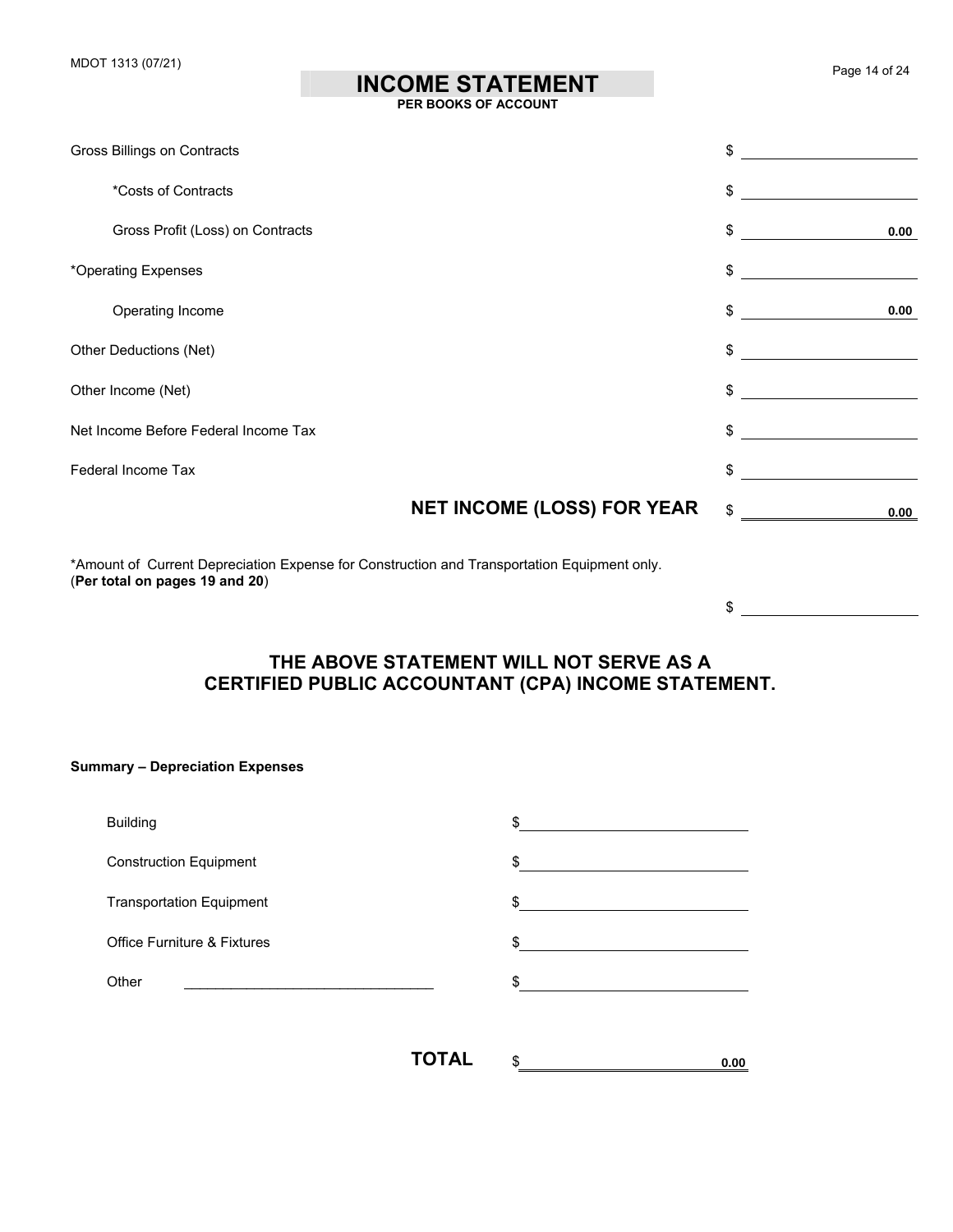# INCOME STATEMENT

**PER BOOKS OF ACCOUNT**

| | |
|---|---|
| Gross Billings on Contracts | $ |
| *Costs of Contracts | $ |
| Gross Profit (Loss) on Contracts | $ 0.00 |
| *Operating Expenses | $ |
| Operating Income | $ 0.00 |
| Other Deductions (Net) | $ |
| Other Income (Net) | $ |
| Net Income Before Federal Income Tax | $ |
| Federal Income Tax | $ |
| **NET INCOME (LOSS) FOR YEAR** | $ 0.00 |

*Amount of Current Depreciation Expense for Construction and Transportation Equipment only. (**Per total on pages 19 and 20**)

$ ____________

## THE ABOVE STATEMENT WILL NOT SERVE AS A CERTIFIED PUBLIC ACCOUNTANT (CPA) INCOME STATEMENT.

**Summary – Depreciation Expenses**

| | |
|---|---|
| Building | $ |
| Construction Equipment | $ |
| Transportation Equipment | $ |
| Office Furniture & Fixtures | $ |
| Other ________________________________ | $ |
| **TOTAL** | $ 0.00 |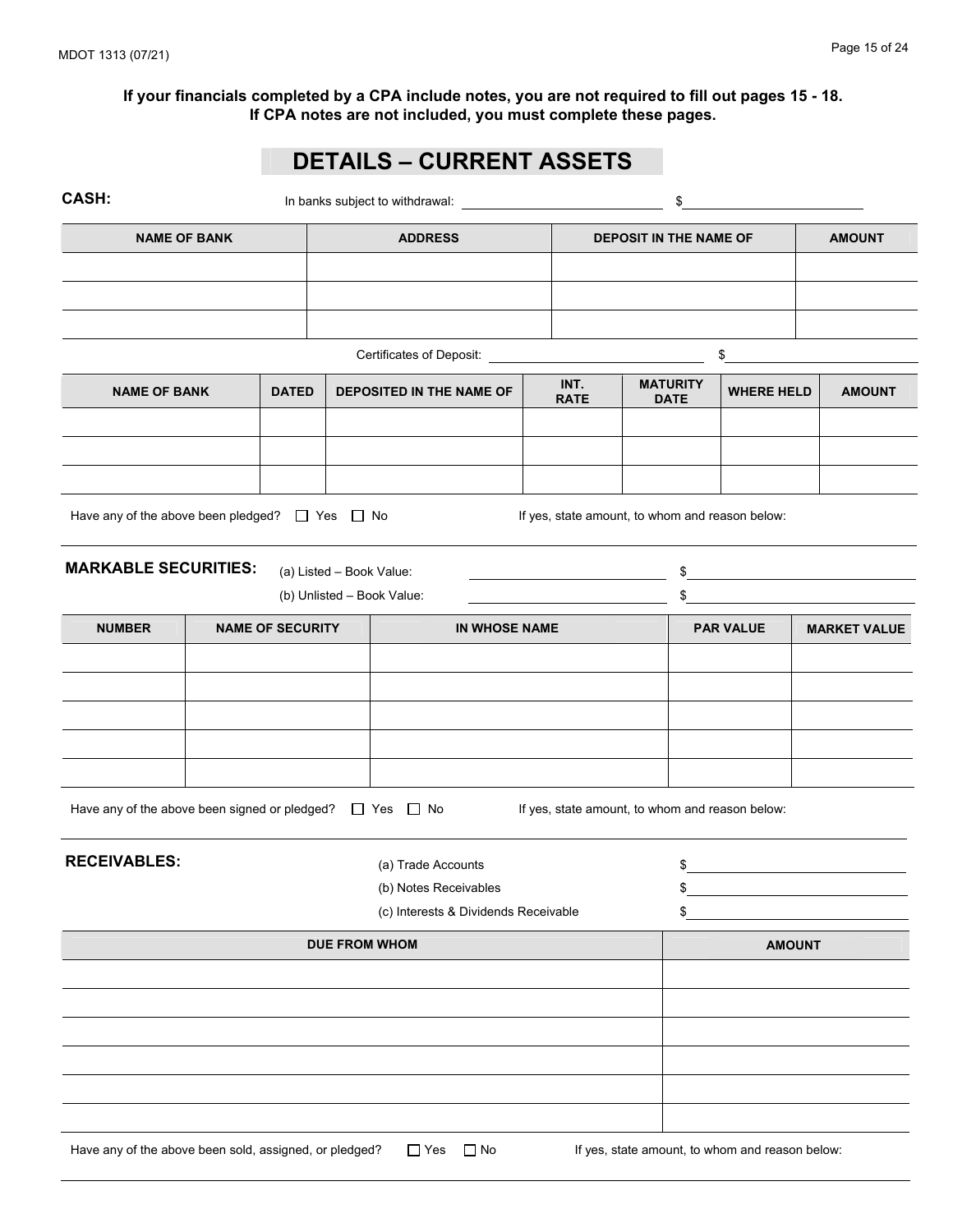**If your financials completed by a CPA include notes, you are not required to fill out pages 15 - 18. If CPA notes are not included, you must complete these pages.**

# DETAILS – CURRENT ASSETS

**CASH:** In banks subject to withdrawal: ______________________ $______________________

| NAME OF BANK | ADDRESS | DEPOSIT IN THE NAME OF | AMOUNT |
|---|---|---|---|
| | | | |
| | | | |
| | | | |

Certificates of Deposit: ______________________ $______________________

| NAME OF BANK | DATED | DEPOSITED IN THE NAME OF | INT. RATE | MATURITY DATE | WHERE HELD | AMOUNT |
|---|---|---|---|---|---|---|
| | | | | | | |
| | | | | | | |
| | | | | | | |

Have any of the above been pledged? ☐ Yes ☐ No If yes, state amount, to whom and reason below:

______________________________________________________________________________

**MARKABLE SECURITIES:** (a) Listed – Book Value: ______________________ $______________________

(b) Unlisted – Book Value: ______________________ $______________________

| NUMBER | NAME OF SECURITY | IN WHOSE NAME | PAR VALUE | MARKET VALUE |
|---|---|---|---|---|
| | | | | |
| | | | | |
| | | | | |
| | | | | |
| | | | | |

Have any of the above been signed or pledged? ☐ Yes ☐ No If yes, state amount, to whom and reason below:

______________________________________________________________________________

**RECEIVABLES:**

(a) Trade Accounts $______________________

(b) Notes Receivables $______________________

(c) Interests & Dividends Receivable $______________________

| DUE FROM WHOM | AMOUNT |
|---|---|
| | |
| | |
| | |
| | |
| | |
| | |

Have any of the above been sold, assigned, or pledged? ☐ Yes ☐ No If yes, state amount, to whom and reason below:

______________________________________________________________________________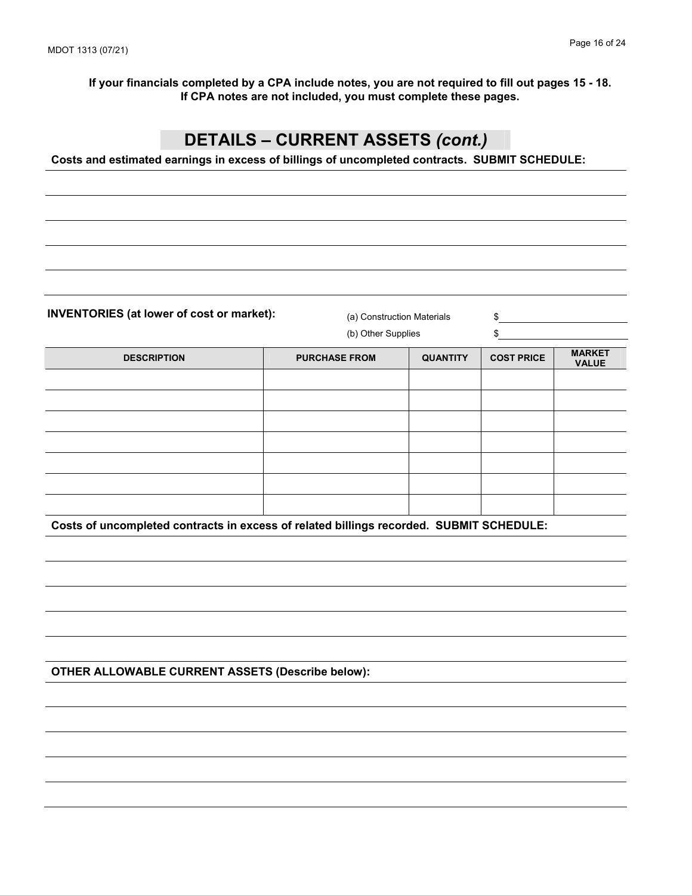**If your financials completed by a CPA include notes, you are not required to fill out pages 15 - 18. If CPA notes are not included, you must complete these pages.**

# DETAILS – CURRENT ASSETS *(cont.)*

**Costs and estimated earnings in excess of billings of uncompleted contracts. SUBMIT SCHEDULE:**

**INVENTORIES (at lower of cost or market):**

(a) Construction Materials $ \_\_\_\_\_\_\_\_\_\_\_\_

(b) Other Supplies $ \_\_\_\_\_\_\_\_\_\_\_\_

| DESCRIPTION | PURCHASE FROM | QUANTITY | COST PRICE | MARKET VALUE |
|---|---|---|---|---|
| | | | | |
| | | | | |
| | | | | |
| | | | | |
| | | | | |
| | | | | |
| | | | | |

**Costs of uncompleted contracts in excess of related billings recorded. SUBMIT SCHEDULE:**

**OTHER ALLOWABLE CURRENT ASSETS (Describe below):**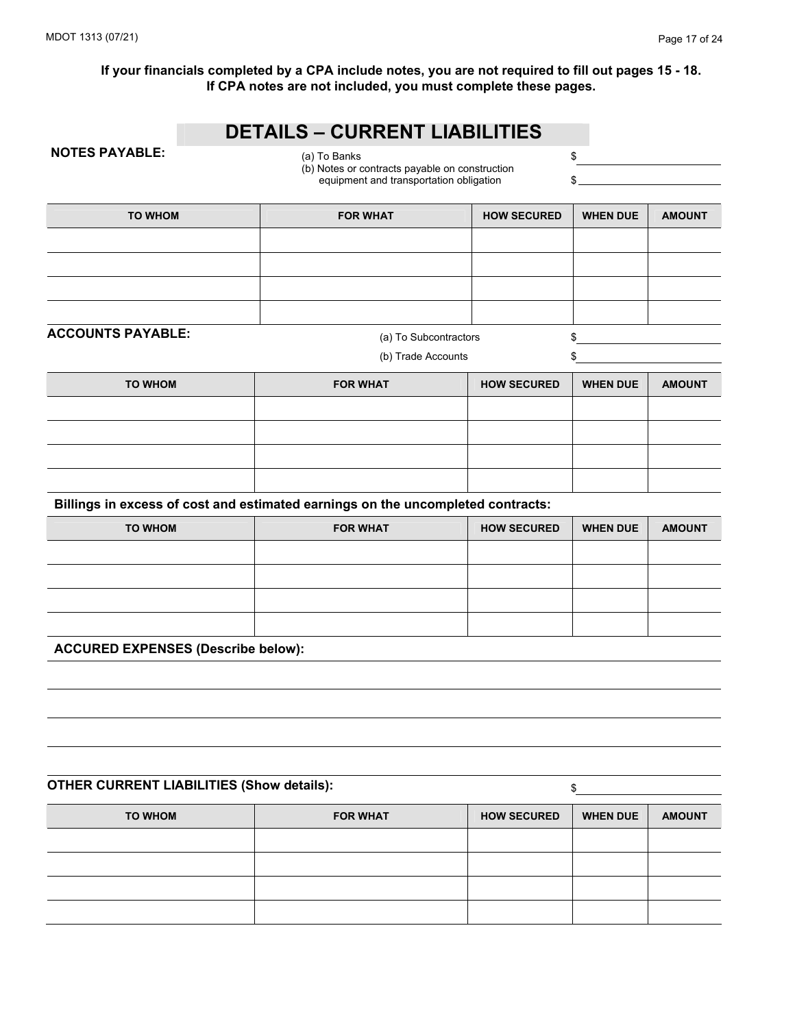**If your financials completed by a CPA include notes, you are not required to fill out pages 15 - 18. If CPA notes are not included, you must complete these pages.**

# DETAILS – CURRENT LIABILITIES

**NOTES PAYABLE:**

(a) To Banks $ \_\_\_\_\_\_\_\_\_\_\_\_\_\_\_\_\_\_\_\_

(b) Notes or contracts payable on construction equipment and transportation obligation $ \_\_\_\_\_\_\_\_\_\_\_\_\_\_\_\_\_\_\_\_

| TO WHOM | FOR WHAT | HOW SECURED | WHEN DUE | AMOUNT |
|---|---|---|---|---|
| | | | | |
| | | | | |
| | | | | |
| | | | | |

**ACCOUNTS PAYABLE:**

(a) To Subcontractors $ \_\_\_\_\_\_\_\_\_\_\_\_\_\_\_\_\_\_\_\_

(b) Trade Accounts $ \_\_\_\_\_\_\_\_\_\_\_\_\_\_\_\_\_\_\_\_

| TO WHOM | FOR WHAT | HOW SECURED | WHEN DUE | AMOUNT |
|---|---|---|---|---|
| | | | | |
| | | | | |
| | | | | |
| | | | | |

**Billings in excess of cost and estimated earnings on the uncompleted contracts:**

| TO WHOM | FOR WHAT | HOW SECURED | WHEN DUE | AMOUNT |
|---|---|---|---|---|
| | | | | |
| | | | | |
| | | | | |
| | | | | |

**ACCURED EXPENSES (Describe below):**

\_\_\_\_\_\_\_\_\_\_\_\_\_\_\_\_\_\_\_\_\_\_\_\_\_\_\_\_\_\_\_\_\_\_\_\_\_\_\_\_

\_\_\_\_\_\_\_\_\_\_\_\_\_\_\_\_\_\_\_\_\_\_\_\_\_\_\_\_\_\_\_\_\_\_\_\_\_\_\_\_

\_\_\_\_\_\_\_\_\_\_\_\_\_\_\_\_\_\_\_\_\_\_\_\_\_\_\_\_\_\_\_\_\_\_\_\_\_\_\_\_

\_\_\_\_\_\_\_\_\_\_\_\_\_\_\_\_\_\_\_\_\_\_\_\_\_\_\_\_\_\_\_\_\_\_\_\_\_\_\_\_

**OTHER CURRENT LIABILITIES (Show details):** $ \_\_\_\_\_\_\_\_\_\_\_\_\_\_\_\_\_\_\_\_

| TO WHOM | FOR WHAT | HOW SECURED | WHEN DUE | AMOUNT |
|---|---|---|---|---|
| | | | | |
| | | | | |
| | | | | |
| | | | | |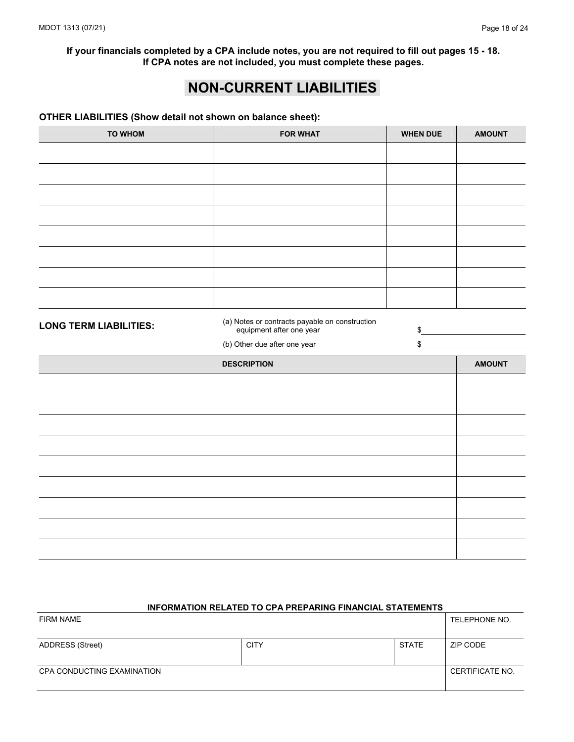**If your financials completed by a CPA include notes, you are not required to fill out pages 15 - 18.**
**If CPA notes are not included, you must complete these pages.**

# NON-CURRENT LIABILITIES

**OTHER LIABILITIES (Show detail not shown on balance sheet):**

| TO WHOM | FOR WHAT | WHEN DUE | AMOUNT |
|---|---|---|---|
| | | | |
| | | | |
| | | | |
| | | | |
| | | | |
| | | | |
| | | | |
| | | | |

**LONG TERM LIABILITIES:**

(a) Notes or contracts payable on construction equipment after one year $\_\_\_\_\_\_\_\_\_\_

(b) Other due after one year $\_\_\_\_\_\_\_\_\_\_

| DESCRIPTION | AMOUNT |
|---|---|
| | |
| | |
| | |
| | |
| | |
| | |
| | |
| | |
| | |

**INFORMATION RELATED TO CPA PREPARING FINANCIAL STATEMENTS**

| FIRM NAME | | | TELEPHONE NO. |
|---|---|---|---|
| ADDRESS (Street) | CITY | STATE | ZIP CODE |
| CPA CONDUCTING EXAMINATION | | | CERTIFICATE NO. |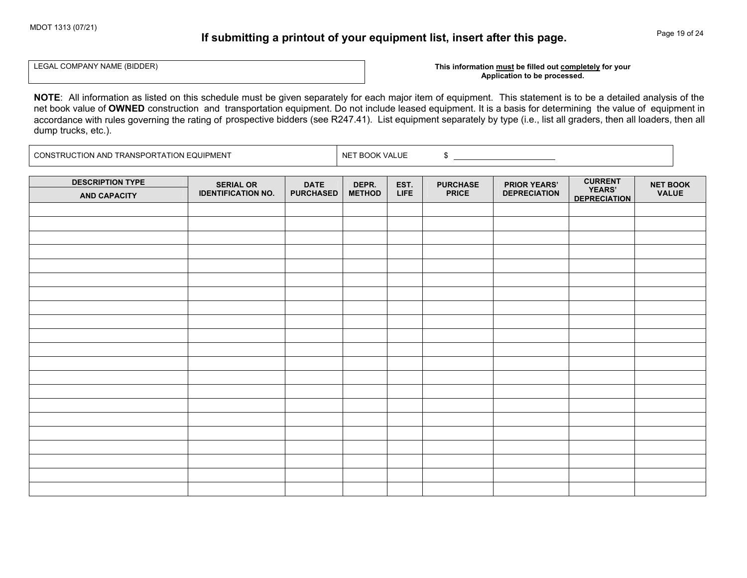**If submitting a printout of your equipment list, insert after this page.**

| LEGAL COMPANY NAME (BIDDER) |
| --- |
| |

**This information must be filled out completely for your Application to be processed.**

**NOTE**: All information as listed on this schedule must be given separately for each major item of equipment. This statement is to be a detailed analysis of the net book value of **OWNED** construction and transportation equipment. Do not include leased equipment. It is a basis for determining the value of equipment in accordance with rules governing the rating of prospective bidders (see R247.41). List equipment separately by type (i.e., list all graders, then all loaders, then all dump trucks, etc.).

| CONSTRUCTION AND TRANSPORTATION EQUIPMENT | NET BOOK VALUE $ ______________ |
| --- | --- |

| DESCRIPTION TYPE AND CAPACITY | SERIAL OR IDENTIFICATION NO. | DATE PURCHASED | DEPR. METHOD | EST. LIFE | PURCHASE PRICE | PRIOR YEARS' DEPRECIATION | CURRENT YEARS' DEPRECIATION | NET BOOK VALUE |
| --- | --- | --- | --- | --- | --- | --- | --- | --- |
| | | | | | | | | |
| | | | | | | | | |
| | | | | | | | | |
| | | | | | | | | |
| | | | | | | | | |
| | | | | | | | | |
| | | | | | | | | |
| | | | | | | | | |
| | | | | | | | | |
| | | | | | | | | |
| | | | | | | | | |
| | | | | | | | | |
| | | | | | | | | |
| | | | | | | | | |
| | | | | | | | | |
| | | | | | | | | |
| | | | | | | | | |
| | | | | | | | | |
| | | | | | | | | |
| | | | | | | | | |
| | | | | | | | | |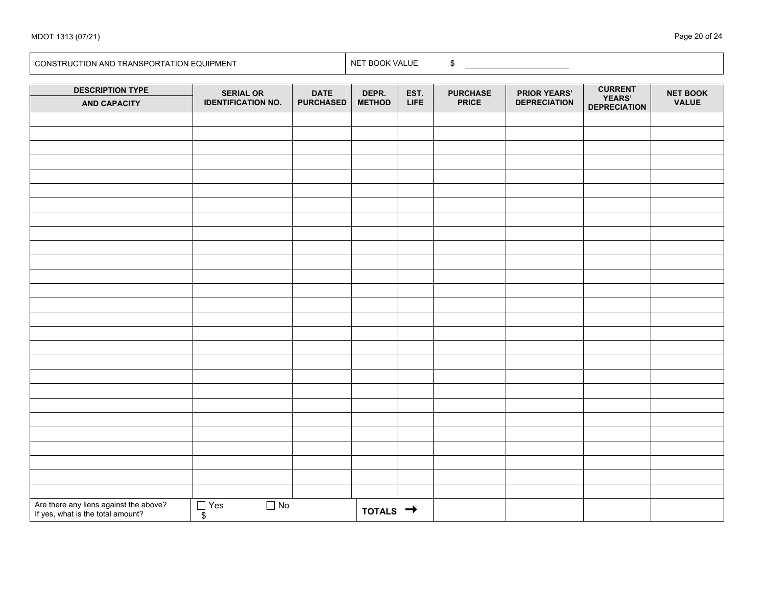| CONSTRUCTION AND TRANSPORTATION EQUIPMENT | NET BOOK VALUE $ ____________ |
|---|---|

| DESCRIPTION TYPE AND CAPACITY | SERIAL OR IDENTIFICATION NO. | DATE PURCHASED | DEPR. METHOD | EST. LIFE | PURCHASE PRICE | PRIOR YEARS' DEPRECIATION | CURRENT YEARS' DEPRECIATION | NET BOOK VALUE |
|---|---|---|---|---|---|---|---|---|
| | | | | | | | | |
| | | | | | | | | |
| | | | | | | | | |
| | | | | | | | | |
| | | | | | | | | |
| | | | | | | | | |
| | | | | | | | | |
| | | | | | | | | |
| | | | | | | | | |
| | | | | | | | | |
| | | | | | | | | |
| | | | | | | | | |
| | | | | | | | | |
| | | | | | | | | |
| | | | | | | | | |
| | | | | | | | | |
| | | | | | | | | |
| | | | | | | | | |
| | | | | | | | | |
| | | | | | | | | |
| | | | | | | | | |
| | | | | | | | | |
| | | | | | | | | |
| | | | | | | | | |
| | | | | | | | | |
| | | | | | | | | |
| Are there any liens against the above? If yes, what is the total amount? | ☐ Yes ☐ No $ | | TOTALS → | | | | | |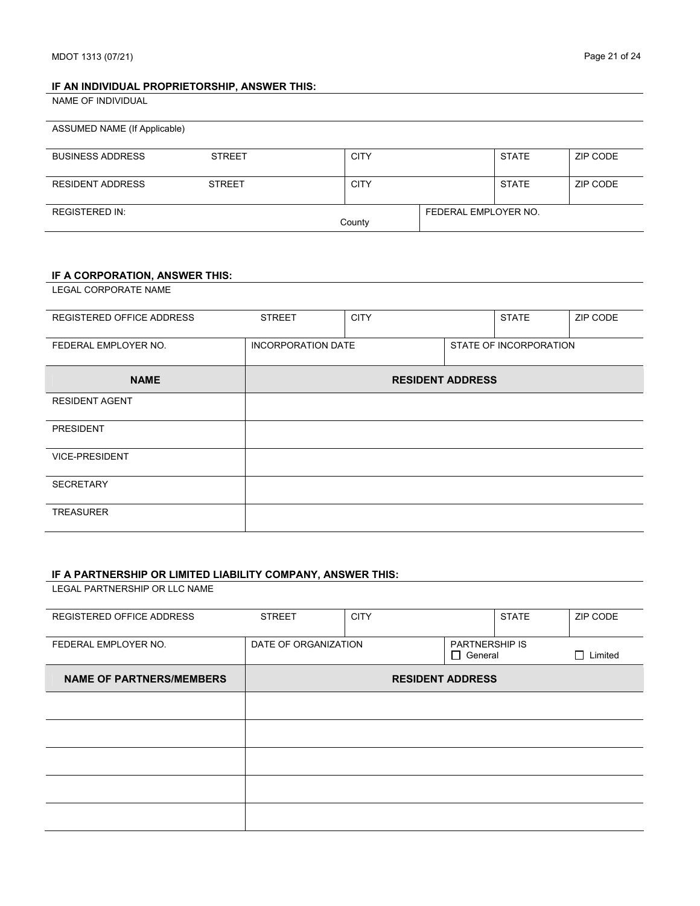**IF AN INDIVIDUAL PROPRIETORSHIP, ANSWER THIS:**

| NAME OF INDIVIDUAL | | | | |
|---|---|---|---|---|
| ASSUMED NAME (If Applicable) | | | | |
| BUSINESS ADDRESS | STREET | CITY | STATE | ZIP CODE |
| RESIDENT ADDRESS | STREET | CITY | STATE | ZIP CODE |
| REGISTERED IN: | County | FEDERAL EMPLOYER NO. | | |

**IF A CORPORATION, ANSWER THIS:**

| LEGAL CORPORATE NAME | | | | |
|---|---|---|---|---|
| REGISTERED OFFICE ADDRESS | STREET | CITY | STATE | ZIP CODE |
| FEDERAL EMPLOYER NO. | INCORPORATION DATE | | STATE OF INCORPORATION | |

| NAME | RESIDENT ADDRESS |
|---|---|
| RESIDENT AGENT | |
| PRESIDENT | |
| VICE-PRESIDENT | |
| SECRETARY | |
| TREASURER | |

**IF A PARTNERSHIP OR LIMITED LIABILITY COMPANY, ANSWER THIS:**

| LEGAL PARTNERSHIP OR LLC NAME | | | | |
|---|---|---|---|---|
| REGISTERED OFFICE ADDRESS | STREET | CITY | STATE | ZIP CODE |
| FEDERAL EMPLOYER NO. | DATE OF ORGANIZATION | | PARTNERSHIP IS ☐ General | ☐ Limited |

| NAME OF PARTNERS/MEMBERS | RESIDENT ADDRESS |
|---|---|
| | |
| | |
| | |
| | |
| | |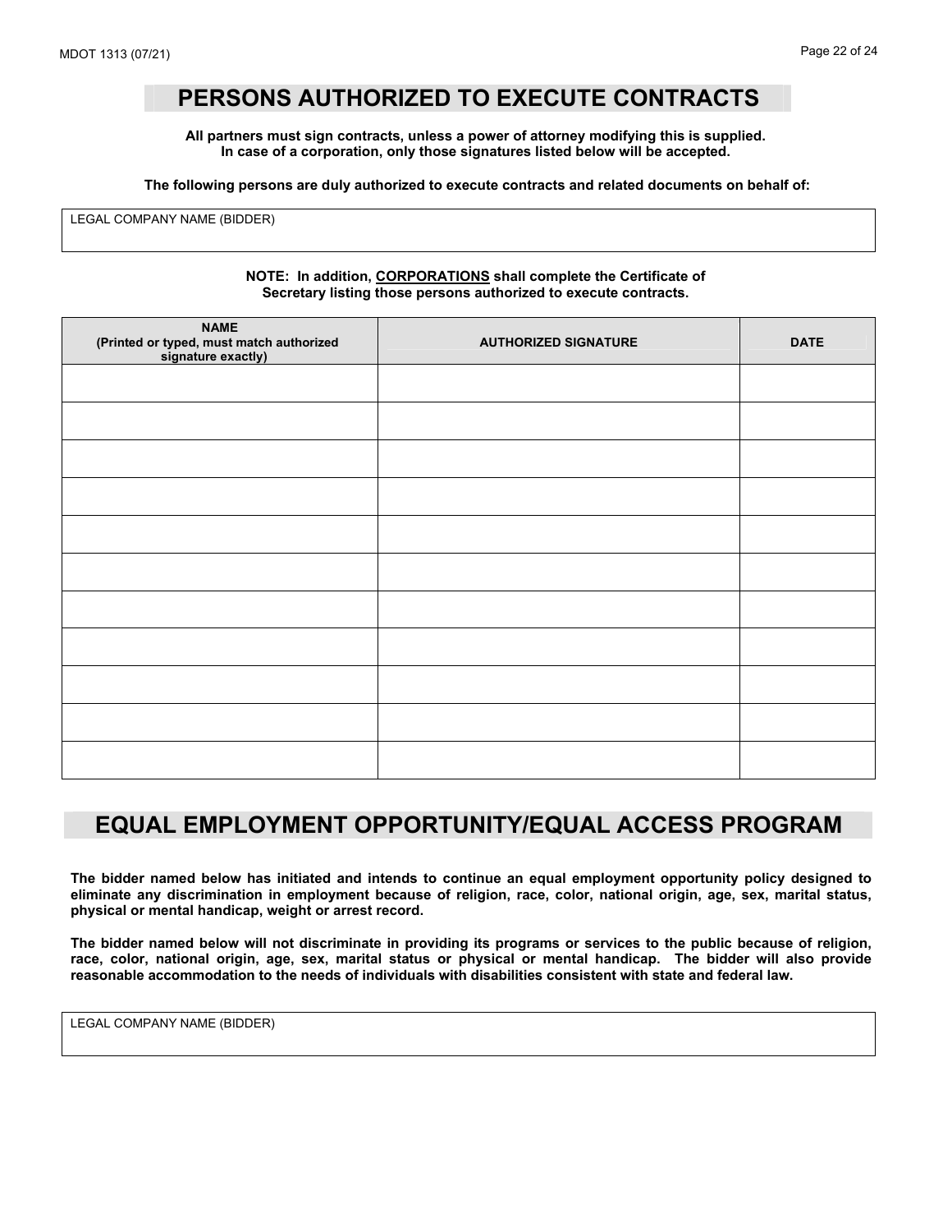# PERSONS AUTHORIZED TO EXECUTE CONTRACTS

**All partners must sign contracts, unless a power of attorney modifying this is supplied.**
**In case of a corporation, only those signatures listed below will be accepted.**

**The following persons are duly authorized to execute contracts and related documents on behalf of:**

| LEGAL COMPANY NAME (BIDDER) |
|---|
| |

**NOTE: In addition, CORPORATIONS shall complete the Certificate of Secretary listing those persons authorized to execute contracts.**

| NAME (Printed or typed, must match authorized signature exactly) | AUTHORIZED SIGNATURE | DATE |
|---|---|---|
| | | |
| | | |
| | | |
| | | |
| | | |
| | | |
| | | |
| | | |
| | | |
| | | |
| | | |

# EQUAL EMPLOYMENT OPPORTUNITY/EQUAL ACCESS PROGRAM

**The bidder named below has initiated and intends to continue an equal employment opportunity policy designed to eliminate any discrimination in employment because of religion, race, color, national origin, age, sex, marital status, physical or mental handicap, weight or arrest record.**

**The bidder named below will not discriminate in providing its programs or services to the public because of religion, race, color, national origin, age, sex, marital status or physical or mental handicap. The bidder will also provide reasonable accommodation to the needs of individuals with disabilities consistent with state and federal law.**

| LEGAL COMPANY NAME (BIDDER) |
|---|
| |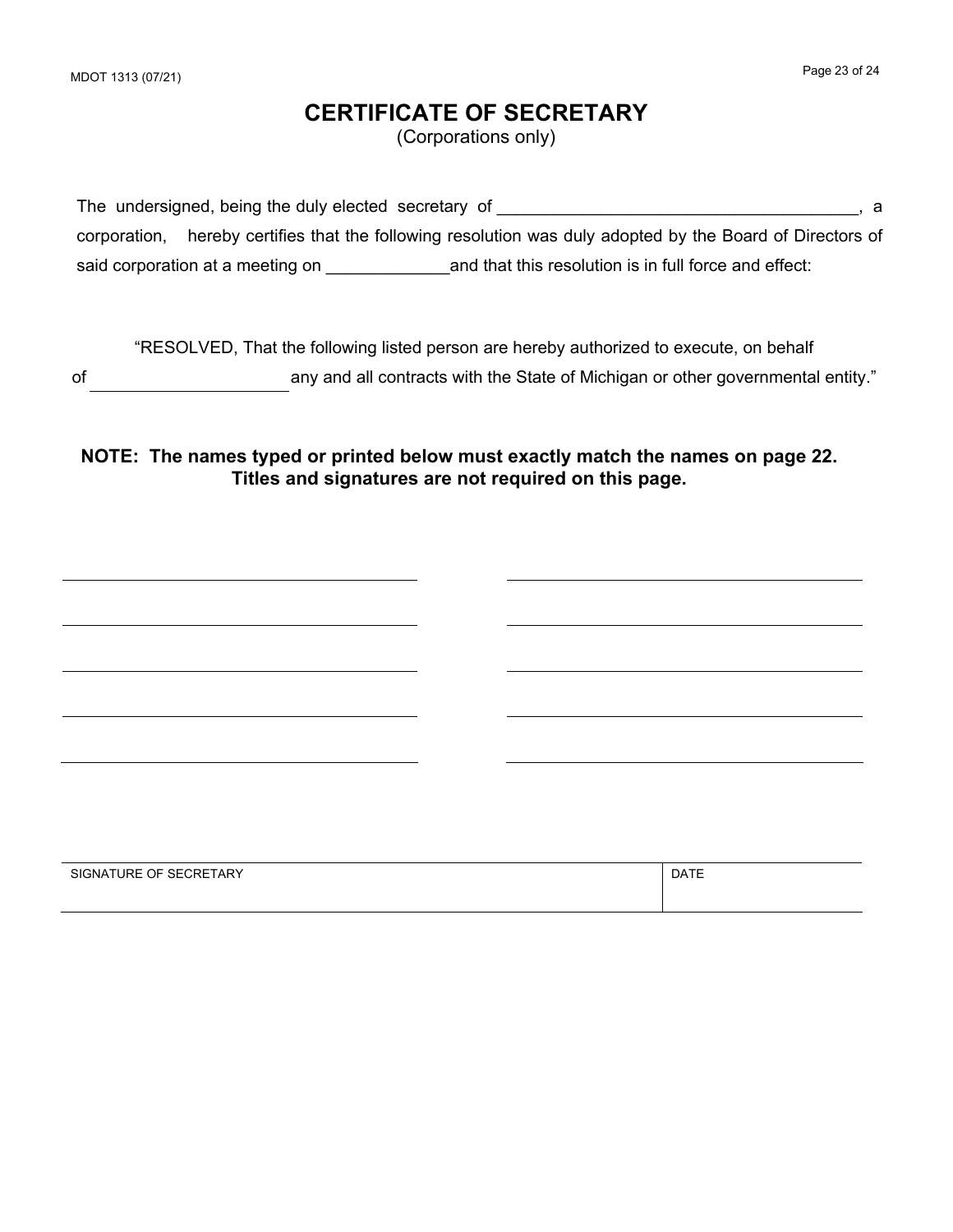# CERTIFICATE OF SECRETARY

(Corporations only)

The undersigned, being the duly elected secretary of ______________________________________, a corporation, hereby certifies that the following resolution was duly adopted by the Board of Directors of said corporation at a meeting on _____________and that this resolution is in full force and effect:

"RESOLVED, That the following listed person are hereby authorized to execute, on behalf of ______________________ any and all contracts with the State of Michigan or other governmental entity."

**NOTE: The names typed or printed below must exactly match the names on page 22. Titles and signatures are not required on this page.**

| | |
|---|---|
| ______________________________ | ______________________________ |
| ______________________________ | ______________________________ |
| ______________________________ | ______________________________ |
| ______________________________ | ______________________________ |
| ______________________________ | ______________________________ |

| SIGNATURE OF SECRETARY | DATE |
|---|---|
| | |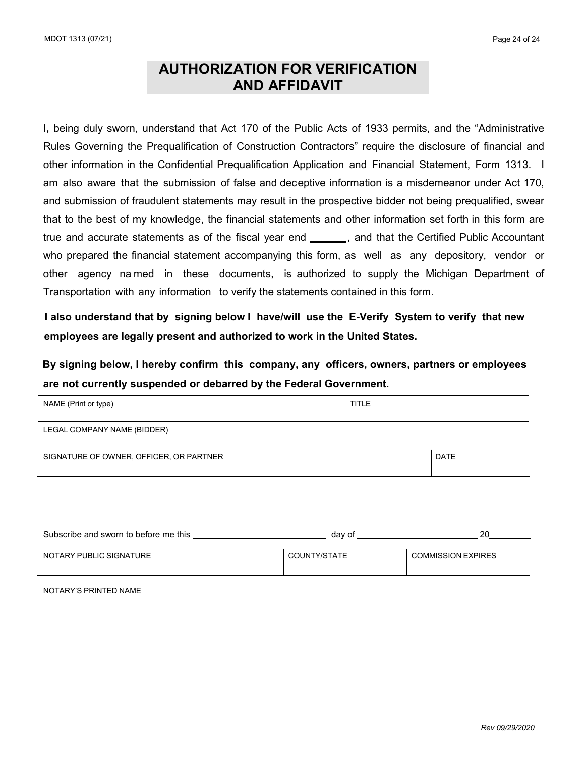# AUTHORIZATION FOR VERIFICATION AND AFFIDAVIT

I, being duly sworn, understand that Act 170 of the Public Acts of 1933 permits, and the "Administrative Rules Governing the Prequalification of Construction Contractors" require the disclosure of financial and other information in the Confidential Prequalification Application and Financial Statement, Form 1313. I am also aware that the submission of false and deceptive information is a misdemeanor under Act 170, and submission of fraudulent statements may result in the prospective bidder not being prequalified, swear that to the best of my knowledge, the financial statements and other information set forth in this form are true and accurate statements as of the fiscal year end ______, and that the Certified Public Accountant who prepared the financial statement accompanying this form, as well as any depository, vendor or other agency named in these documents, is authorized to supply the Michigan Department of Transportation with any information to verify the statements contained in this form.

**I also understand that by signing below I have/will use the E-Verify System to verify that new employees are legally present and authorized to work in the United States.**

**By signing below, I hereby confirm this company, any officers, owners, partners or employees are not currently suspended or debarred by the Federal Government.**

| NAME (Print or type) | TITLE |
|---|---|
| LEGAL COMPANY NAME (BIDDER) | |
| SIGNATURE OF OWNER, OFFICER, OR PARTNER | DATE |

Subscribe and sworn to before me this ____________________ day of ____________________ 20______

| NOTARY PUBLIC SIGNATURE | COUNTY/STATE | COMMISSION EXPIRES |
|---|---|---|
| | | |

NOTARY'S PRINTED NAME ________________________________________

*Rev 09/29/2020*